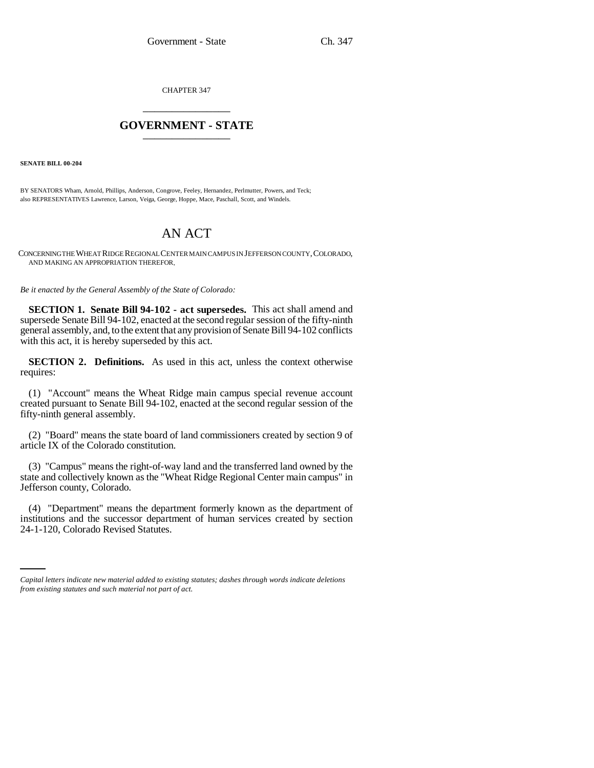CHAPTER 347

# GOVERNMENT - STATE

**SENATE BILL 00-204**

BY SENATORS Wham, Arnold, Phillips, Anderson, Congrove, Feeley, Hernandez, Perlmutter, Powers, and Teck;
also REPRESENTATIVES Lawrence, Larson, Veiga, George, Hoppe, Mace, Paschall, Scott, and Windels.

## AN ACT

CONCERNING THE WHEAT RIDGE REGIONAL CENTER MAIN CAMPUS IN JEFFERSON COUNTY, COLORADO, AND MAKING AN APPROPRIATION THEREFOR.

*Be it enacted by the General Assembly of the State of Colorado:*

**SECTION 1. Senate Bill 94-102 - act supersedes.** This act shall amend and supersede Senate Bill 94-102, enacted at the second regular session of the fifty-ninth general assembly, and, to the extent that any provision of Senate Bill 94-102 conflicts with this act, it is hereby superseded by this act.

**SECTION 2. Definitions.** As used in this act, unless the context otherwise requires:

(1) "Account" means the Wheat Ridge main campus special revenue account created pursuant to Senate Bill 94-102, enacted at the second regular session of the fifty-ninth general assembly.

(2) "Board" means the state board of land commissioners created by section 9 of article IX of the Colorado constitution.

(3) "Campus" means the right-of-way land and the transferred land owned by the state and collectively known as the "Wheat Ridge Regional Center main campus" in Jefferson county, Colorado.

(4) "Department" means the department formerly known as the department of institutions and the successor department of human services created by section 24-1-120, Colorado Revised Statutes.

*Capital letters indicate new material added to existing statutes; dashes through words indicate deletions from existing statutes and such material not part of act.*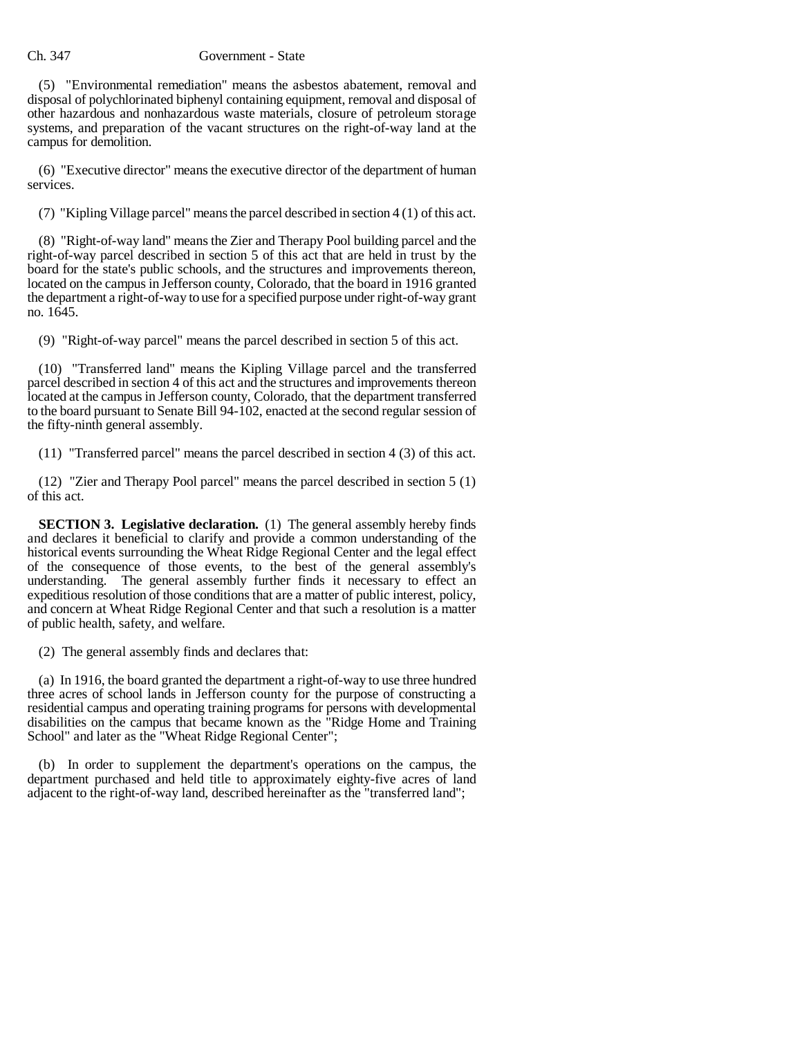(5) "Environmental remediation" means the asbestos abatement, removal and disposal of polychlorinated biphenyl containing equipment, removal and disposal of other hazardous and nonhazardous waste materials, closure of petroleum storage systems, and preparation of the vacant structures on the right-of-way land at the campus for demolition.

(6) "Executive director" means the executive director of the department of human services.

(7) "Kipling Village parcel" means the parcel described in section 4 (1) of this act.

(8) "Right-of-way land" means the Zier and Therapy Pool building parcel and the right-of-way parcel described in section 5 of this act that are held in trust by the board for the state's public schools, and the structures and improvements thereon, located on the campus in Jefferson county, Colorado, that the board in 1916 granted the department a right-of-way to use for a specified purpose under right-of-way grant no. 1645.

(9) "Right-of-way parcel" means the parcel described in section 5 of this act.

(10) "Transferred land" means the Kipling Village parcel and the transferred parcel described in section 4 of this act and the structures and improvements thereon located at the campus in Jefferson county, Colorado, that the department transferred to the board pursuant to Senate Bill 94-102, enacted at the second regular session of the fifty-ninth general assembly.

(11) "Transferred parcel" means the parcel described in section 4 (3) of this act.

(12) "Zier and Therapy Pool parcel" means the parcel described in section 5 (1) of this act.

**SECTION 3. Legislative declaration.** (1) The general assembly hereby finds and declares it beneficial to clarify and provide a common understanding of the historical events surrounding the Wheat Ridge Regional Center and the legal effect of the consequence of those events, to the best of the general assembly's understanding. The general assembly further finds it necessary to effect an expeditious resolution of those conditions that are a matter of public interest, policy, and concern at Wheat Ridge Regional Center and that such a resolution is a matter of public health, safety, and welfare.

(2) The general assembly finds and declares that:

(a) In 1916, the board granted the department a right-of-way to use three hundred three acres of school lands in Jefferson county for the purpose of constructing a residential campus and operating training programs for persons with developmental disabilities on the campus that became known as the "Ridge Home and Training School" and later as the "Wheat Ridge Regional Center";

(b) In order to supplement the department's operations on the campus, the department purchased and held title to approximately eighty-five acres of land adjacent to the right-of-way land, described hereinafter as the "transferred land";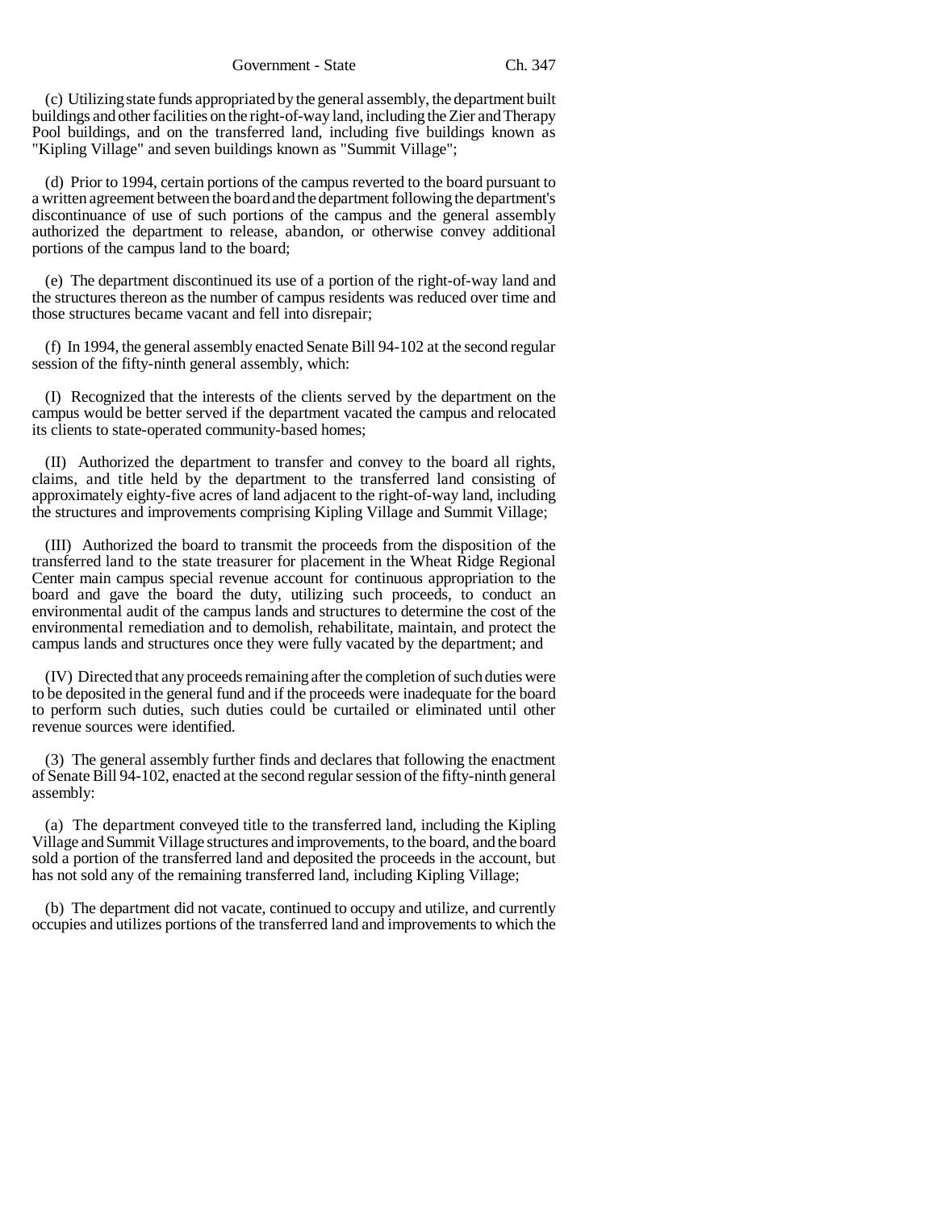(c) Utilizing state funds appropriated by the general assembly, the department built buildings and other facilities on the right-of-way land, including the Zier and Therapy Pool buildings, and on the transferred land, including five buildings known as "Kipling Village" and seven buildings known as "Summit Village";

(d) Prior to 1994, certain portions of the campus reverted to the board pursuant to a written agreement between the board and the department following the department's discontinuance of use of such portions of the campus and the general assembly authorized the department to release, abandon, or otherwise convey additional portions of the campus land to the board;

(e) The department discontinued its use of a portion of the right-of-way land and the structures thereon as the number of campus residents was reduced over time and those structures became vacant and fell into disrepair;

(f) In 1994, the general assembly enacted Senate Bill 94-102 at the second regular session of the fifty-ninth general assembly, which:

(I) Recognized that the interests of the clients served by the department on the campus would be better served if the department vacated the campus and relocated its clients to state-operated community-based homes;

(II) Authorized the department to transfer and convey to the board all rights, claims, and title held by the department to the transferred land consisting of approximately eighty-five acres of land adjacent to the right-of-way land, including the structures and improvements comprising Kipling Village and Summit Village;

(III) Authorized the board to transmit the proceeds from the disposition of the transferred land to the state treasurer for placement in the Wheat Ridge Regional Center main campus special revenue account for continuous appropriation to the board and gave the board the duty, utilizing such proceeds, to conduct an environmental audit of the campus lands and structures to determine the cost of the environmental remediation and to demolish, rehabilitate, maintain, and protect the campus lands and structures once they were fully vacated by the department; and

(IV) Directed that any proceeds remaining after the completion of such duties were to be deposited in the general fund and if the proceeds were inadequate for the board to perform such duties, such duties could be curtailed or eliminated until other revenue sources were identified.

(3) The general assembly further finds and declares that following the enactment of Senate Bill 94-102, enacted at the second regular session of the fifty-ninth general assembly:

(a) The department conveyed title to the transferred land, including the Kipling Village and Summit Village structures and improvements, to the board, and the board sold a portion of the transferred land and deposited the proceeds in the account, but has not sold any of the remaining transferred land, including Kipling Village;

(b) The department did not vacate, continued to occupy and utilize, and currently occupies and utilizes portions of the transferred land and improvements to which the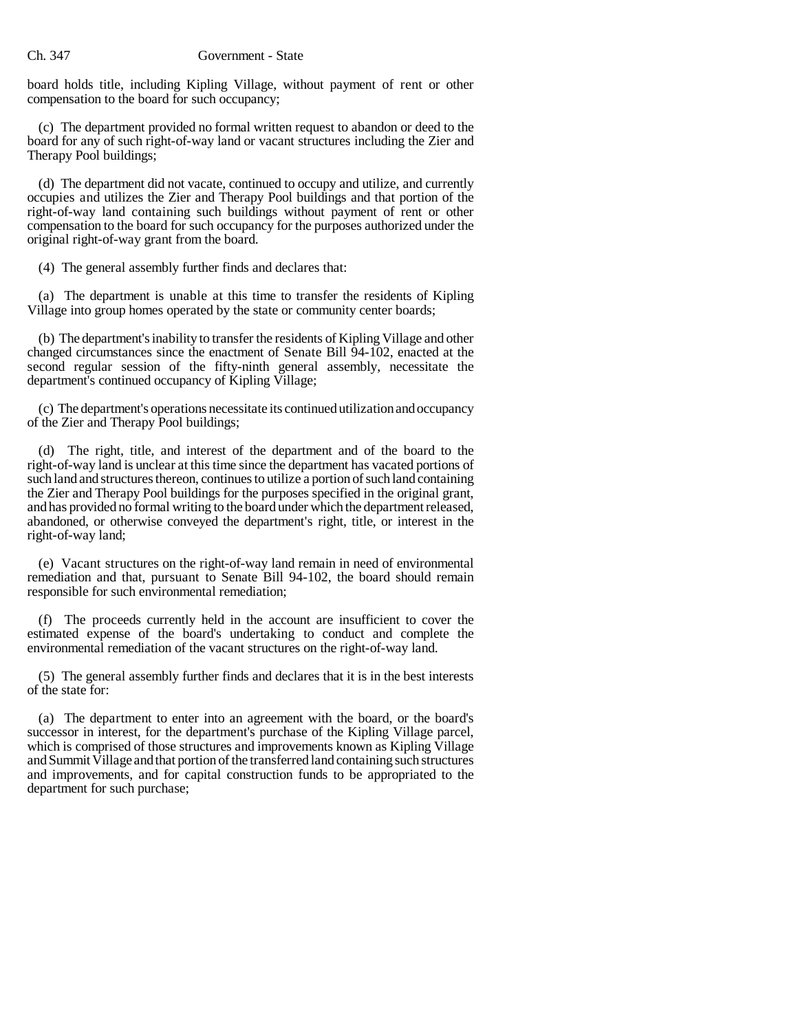board holds title, including Kipling Village, without payment of rent or other compensation to the board for such occupancy;

(c) The department provided no formal written request to abandon or deed to the board for any of such right-of-way land or vacant structures including the Zier and Therapy Pool buildings;

(d) The department did not vacate, continued to occupy and utilize, and currently occupies and utilizes the Zier and Therapy Pool buildings and that portion of the right-of-way land containing such buildings without payment of rent or other compensation to the board for such occupancy for the purposes authorized under the original right-of-way grant from the board.

(4) The general assembly further finds and declares that:

(a) The department is unable at this time to transfer the residents of Kipling Village into group homes operated by the state or community center boards;

(b) The department's inability to transfer the residents of Kipling Village and other changed circumstances since the enactment of Senate Bill 94-102, enacted at the second regular session of the fifty-ninth general assembly, necessitate the department's continued occupancy of Kipling Village;

(c) The department's operations necessitate its continued utilization and occupancy of the Zier and Therapy Pool buildings;

(d) The right, title, and interest of the department and of the board to the right-of-way land is unclear at this time since the department has vacated portions of such land and structures thereon, continues to utilize a portion of such land containing the Zier and Therapy Pool buildings for the purposes specified in the original grant, and has provided no formal writing to the board under which the department released, abandoned, or otherwise conveyed the department's right, title, or interest in the right-of-way land;

(e) Vacant structures on the right-of-way land remain in need of environmental remediation and that, pursuant to Senate Bill 94-102, the board should remain responsible for such environmental remediation;

(f) The proceeds currently held in the account are insufficient to cover the estimated expense of the board's undertaking to conduct and complete the environmental remediation of the vacant structures on the right-of-way land.

(5) The general assembly further finds and declares that it is in the best interests of the state for:

(a) The department to enter into an agreement with the board, or the board's successor in interest, for the department's purchase of the Kipling Village parcel, which is comprised of those structures and improvements known as Kipling Village and Summit Village and that portion of the transferred land containing such structures and improvements, and for capital construction funds to be appropriated to the department for such purchase;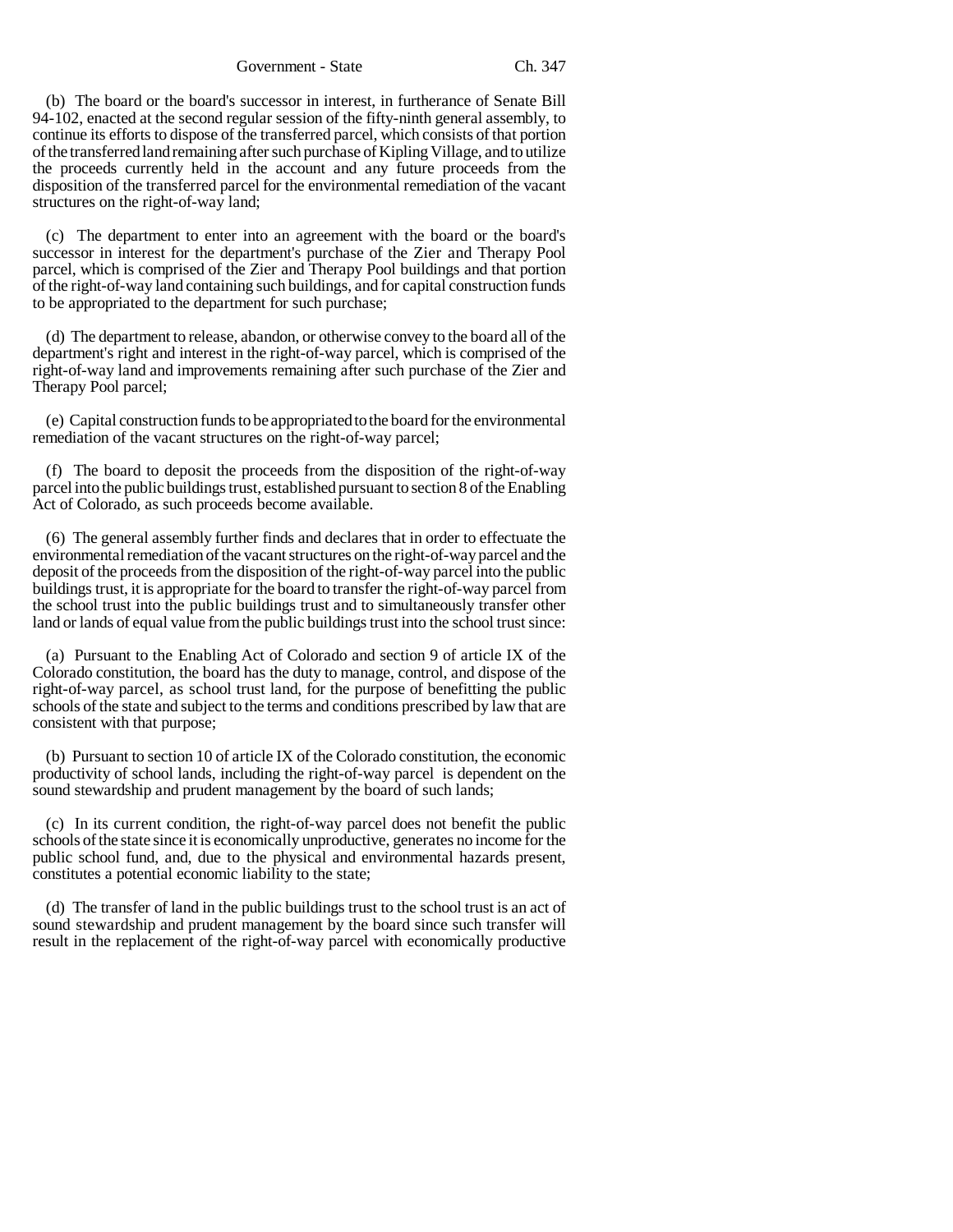(b) The board or the board's successor in interest, in furtherance of Senate Bill 94-102, enacted at the second regular session of the fifty-ninth general assembly, to continue its efforts to dispose of the transferred parcel, which consists of that portion of the transferred land remaining after such purchase of Kipling Village, and to utilize the proceeds currently held in the account and any future proceeds from the disposition of the transferred parcel for the environmental remediation of the vacant structures on the right-of-way land;

(c) The department to enter into an agreement with the board or the board's successor in interest for the department's purchase of the Zier and Therapy Pool parcel, which is comprised of the Zier and Therapy Pool buildings and that portion of the right-of-way land containing such buildings, and for capital construction funds to be appropriated to the department for such purchase;

(d) The department to release, abandon, or otherwise convey to the board all of the department's right and interest in the right-of-way parcel, which is comprised of the right-of-way land and improvements remaining after such purchase of the Zier and Therapy Pool parcel;

(e) Capital construction funds to be appropriated to the board for the environmental remediation of the vacant structures on the right-of-way parcel;

(f) The board to deposit the proceeds from the disposition of the right-of-way parcel into the public buildings trust, established pursuant to section 8 of the Enabling Act of Colorado, as such proceeds become available.

(6) The general assembly further finds and declares that in order to effectuate the environmental remediation of the vacant structures on the right-of-way parcel and the deposit of the proceeds from the disposition of the right-of-way parcel into the public buildings trust, it is appropriate for the board to transfer the right-of-way parcel from the school trust into the public buildings trust and to simultaneously transfer other land or lands of equal value from the public buildings trust into the school trust since:

(a) Pursuant to the Enabling Act of Colorado and section 9 of article IX of the Colorado constitution, the board has the duty to manage, control, and dispose of the right-of-way parcel, as school trust land, for the purpose of benefitting the public schools of the state and subject to the terms and conditions prescribed by law that are consistent with that purpose;

(b) Pursuant to section 10 of article IX of the Colorado constitution, the economic productivity of school lands, including the right-of-way parcel is dependent on the sound stewardship and prudent management by the board of such lands;

(c) In its current condition, the right-of-way parcel does not benefit the public schools of the state since it is economically unproductive, generates no income for the public school fund, and, due to the physical and environmental hazards present, constitutes a potential economic liability to the state;

(d) The transfer of land in the public buildings trust to the school trust is an act of sound stewardship and prudent management by the board since such transfer will result in the replacement of the right-of-way parcel with economically productive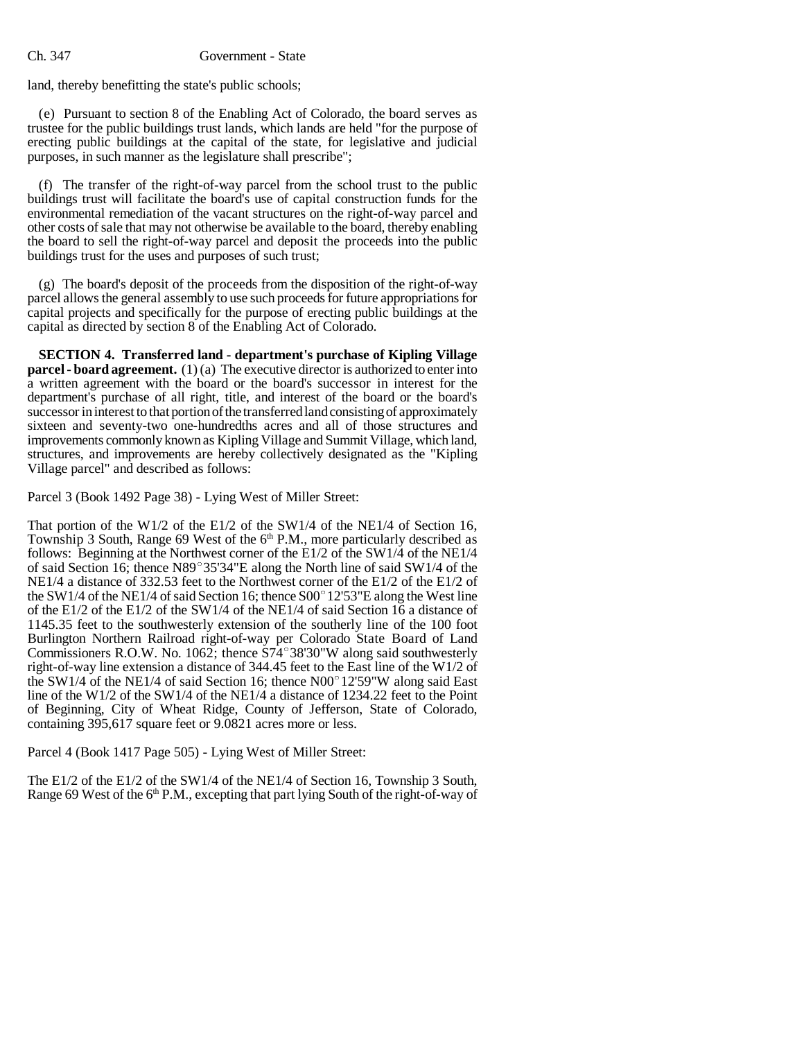land, thereby benefitting the state's public schools;

(e) Pursuant to section 8 of the Enabling Act of Colorado, the board serves as trustee for the public buildings trust lands, which lands are held "for the purpose of erecting public buildings at the capital of the state, for legislative and judicial purposes, in such manner as the legislature shall prescribe";

(f) The transfer of the right-of-way parcel from the school trust to the public buildings trust will facilitate the board's use of capital construction funds for the environmental remediation of the vacant structures on the right-of-way parcel and other costs of sale that may not otherwise be available to the board, thereby enabling the board to sell the right-of-way parcel and deposit the proceeds into the public buildings trust for the uses and purposes of such trust;

(g) The board's deposit of the proceeds from the disposition of the right-of-way parcel allows the general assembly to use such proceeds for future appropriations for capital projects and specifically for the purpose of erecting public buildings at the capital as directed by section 8 of the Enabling Act of Colorado.

**SECTION 4. Transferred land - department's purchase of Kipling Village parcel - board agreement.** (1) (a) The executive director is authorized to enter into a written agreement with the board or the board's successor in interest for the department's purchase of all right, title, and interest of the board or the board's successor in interest to that portion of the transferred land consisting of approximately sixteen and seventy-two one-hundredths acres and all of those structures and improvements commonly known as Kipling Village and Summit Village, which land, structures, and improvements are hereby collectively designated as the "Kipling Village parcel" and described as follows:

Parcel 3 (Book 1492 Page 38) - Lying West of Miller Street:

That portion of the W1/2 of the E1/2 of the SW1/4 of the NE1/4 of Section 16, Township 3 South, Range 69 West of the 6th P.M., more particularly described as follows: Beginning at the Northwest corner of the E1/2 of the SW1/4 of the NE1/4 of said Section 16; thence N89°35'34"E along the North line of said SW1/4 of the NE1/4 a distance of 332.53 feet to the Northwest corner of the E1/2 of the E1/2 of the SW1/4 of the NE1/4 of said Section 16; thence S00°12'53"E along the West line of the E1/2 of the E1/2 of the SW1/4 of the NE1/4 of said Section 16 a distance of 1145.35 feet to the southwesterly extension of the southerly line of the 100 foot Burlington Northern Railroad right-of-way per Colorado State Board of Land Commissioners R.O.W. No. 1062; thence S74°38'30"W along said southwesterly right-of-way line extension a distance of 344.45 feet to the East line of the W1/2 of the SW1/4 of the NE1/4 of said Section 16; thence N00°12'59"W along said East line of the W1/2 of the SW1/4 of the NE1/4 a distance of 1234.22 feet to the Point of Beginning, City of Wheat Ridge, County of Jefferson, State of Colorado, containing 395,617 square feet or 9.0821 acres more or less.

Parcel 4 (Book 1417 Page 505) - Lying West of Miller Street:

The E1/2 of the E1/2 of the SW1/4 of the NE1/4 of Section 16, Township 3 South, Range 69 West of the 6th P.M., excepting that part lying South of the right-of-way of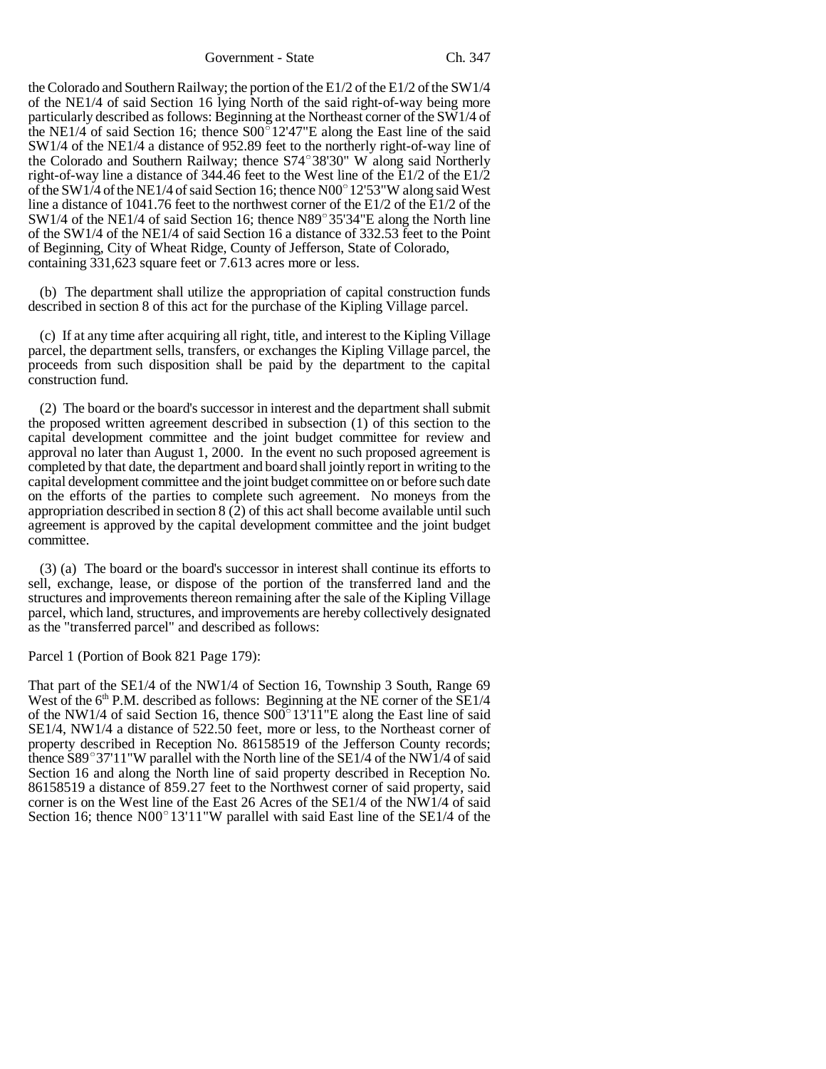the Colorado and Southern Railway; the portion of the E1/2 of the E1/2 of the SW1/4 of the NE1/4 of said Section 16 lying North of the said right-of-way being more particularly described as follows: Beginning at the Northeast corner of the SW1/4 of the NE1/4 of said Section 16; thence S00°12'47"E along the East line of the said SW1/4 of the NE1/4 a distance of 952.89 feet to the northerly right-of-way line of the Colorado and Southern Railway; thence S74°38'30" W along said Northerly right-of-way line a distance of 344.46 feet to the West line of the E1/2 of the E1/2 of the SW1/4 of the NE1/4 of said Section 16; thence N00°12'53"W along said West line a distance of 1041.76 feet to the northwest corner of the E1/2 of the E1/2 of the SW1/4 of the NE1/4 of said Section 16; thence N89°35'34"E along the North line of the SW1/4 of the NE1/4 of said Section 16 a distance of 332.53 feet to the Point of Beginning, City of Wheat Ridge, County of Jefferson, State of Colorado, containing 331,623 square feet or 7.613 acres more or less.

(b) The department shall utilize the appropriation of capital construction funds described in section 8 of this act for the purchase of the Kipling Village parcel.

(c) If at any time after acquiring all right, title, and interest to the Kipling Village parcel, the department sells, transfers, or exchanges the Kipling Village parcel, the proceeds from such disposition shall be paid by the department to the capital construction fund.

(2) The board or the board's successor in interest and the department shall submit the proposed written agreement described in subsection (1) of this section to the capital development committee and the joint budget committee for review and approval no later than August 1, 2000. In the event no such proposed agreement is completed by that date, the department and board shall jointly report in writing to the capital development committee and the joint budget committee on or before such date on the efforts of the parties to complete such agreement. No moneys from the appropriation described in section 8 (2) of this act shall become available until such agreement is approved by the capital development committee and the joint budget committee.

(3) (a) The board or the board's successor in interest shall continue its efforts to sell, exchange, lease, or dispose of the portion of the transferred land and the structures and improvements thereon remaining after the sale of the Kipling Village parcel, which land, structures, and improvements are hereby collectively designated as the "transferred parcel" and described as follows:

Parcel 1 (Portion of Book 821 Page 179):

That part of the SE1/4 of the NW1/4 of Section 16, Township 3 South, Range 69 West of the 6th P.M. described as follows: Beginning at the NE corner of the SE1/4 of the NW1/4 of said Section 16, thence S00°13'11"E along the East line of said SE1/4, NW1/4 a distance of 522.50 feet, more or less, to the Northeast corner of property described in Reception No. 86158519 of the Jefferson County records; thence S89°37'11"W parallel with the North line of the SE1/4 of the NW1/4 of said Section 16 and along the North line of said property described in Reception No. 86158519 a distance of 859.27 feet to the Northwest corner of said property, said corner is on the West line of the East 26 Acres of the SE1/4 of the NW1/4 of said Section 16; thence N00°13'11"W parallel with said East line of the SE1/4 of the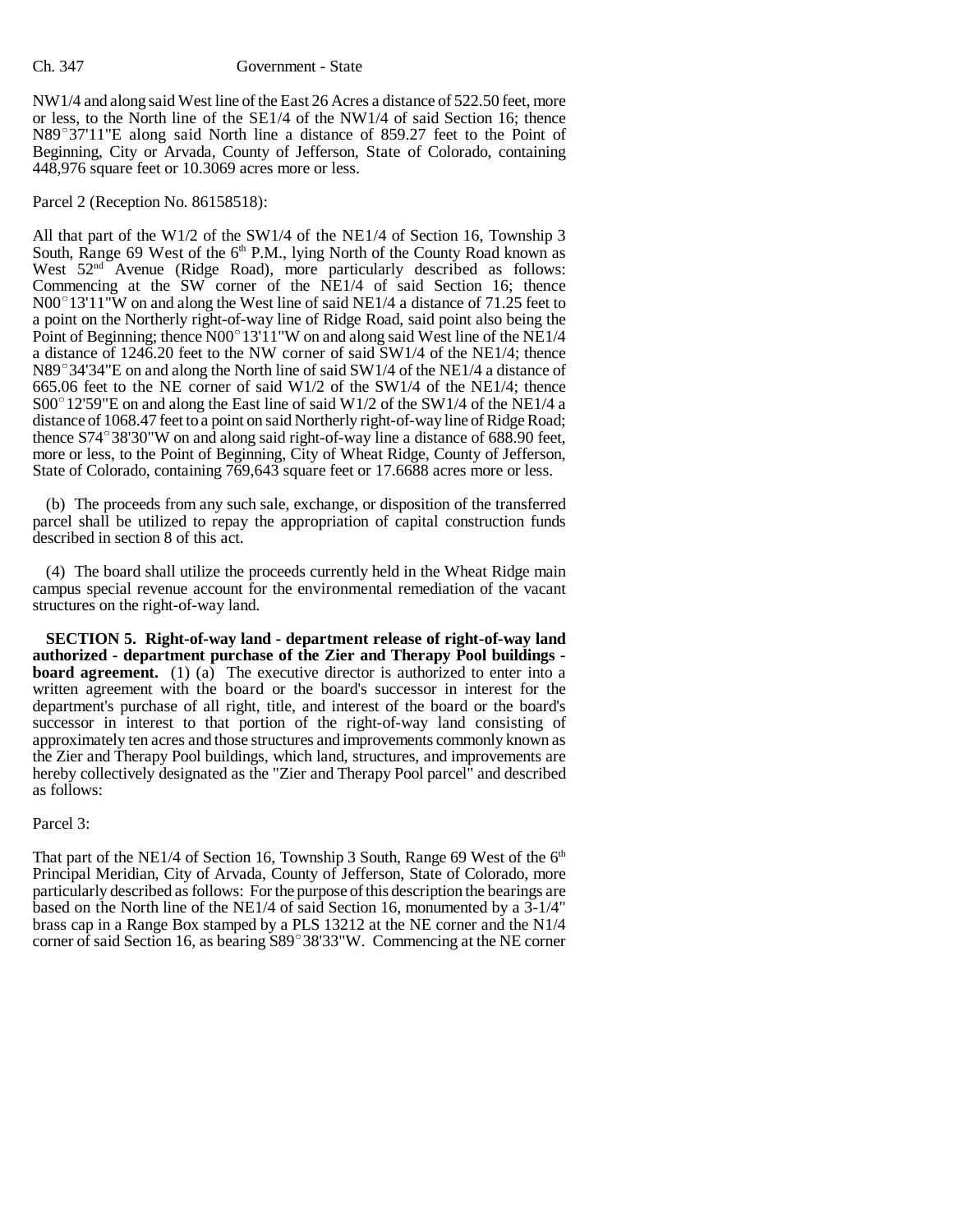NW1/4 and along said West line of the East 26 Acres a distance of 522.50 feet, more or less, to the North line of the SE1/4 of the NW1/4 of said Section 16; thence N89°37'11"E along said North line a distance of 859.27 feet to the Point of Beginning, City or Arvada, County of Jefferson, State of Colorado, containing 448,976 square feet or 10.3069 acres more or less.

Parcel 2 (Reception No. 86158518):

All that part of the W1/2 of the SW1/4 of the NE1/4 of Section 16, Township 3 South, Range 69 West of the 6th P.M., lying North of the County Road known as West 52nd Avenue (Ridge Road), more particularly described as follows: Commencing at the SW corner of the NE1/4 of said Section 16; thence N00°13'11"W on and along the West line of said NE1/4 a distance of 71.25 feet to a point on the Northerly right-of-way line of Ridge Road, said point also being the Point of Beginning; thence N00°13'11"W on and along said West line of the NE1/4 a distance of 1246.20 feet to the NW corner of said SW1/4 of the NE1/4; thence N89°34'34"E on and along the North line of said SW1/4 of the NE1/4 a distance of 665.06 feet to the NE corner of said W1/2 of the SW1/4 of the NE1/4; thence S00°12'59"E on and along the East line of said W1/2 of the SW1/4 of the NE1/4 a distance of 1068.47 feet to a point on said Northerly right-of-way line of Ridge Road; thence S74°38'30"W on and along said right-of-way line a distance of 688.90 feet, more or less, to the Point of Beginning, City of Wheat Ridge, County of Jefferson, State of Colorado, containing 769,643 square feet or 17.6688 acres more or less.

(b) The proceeds from any such sale, exchange, or disposition of the transferred parcel shall be utilized to repay the appropriation of capital construction funds described in section 8 of this act.

(4) The board shall utilize the proceeds currently held in the Wheat Ridge main campus special revenue account for the environmental remediation of the vacant structures on the right-of-way land.

**SECTION 5. Right-of-way land - department release of right-of-way land authorized - department purchase of the Zier and Therapy Pool buildings - board agreement.** (1) (a) The executive director is authorized to enter into a written agreement with the board or the board's successor in interest for the department's purchase of all right, title, and interest of the board or the board's successor in interest to that portion of the right-of-way land consisting of approximately ten acres and those structures and improvements commonly known as the Zier and Therapy Pool buildings, which land, structures, and improvements are hereby collectively designated as the "Zier and Therapy Pool parcel" and described as follows:

Parcel 3:

That part of the NE1/4 of Section 16, Township 3 South, Range 69 West of the 6th Principal Meridian, City of Arvada, County of Jefferson, State of Colorado, more particularly described as follows: For the purpose of this description the bearings are based on the North line of the NE1/4 of said Section 16, monumented by a 3-1/4" brass cap in a Range Box stamped by a PLS 13212 at the NE corner and the N1/4 corner of said Section 16, as bearing S89°38'33"W. Commencing at the NE corner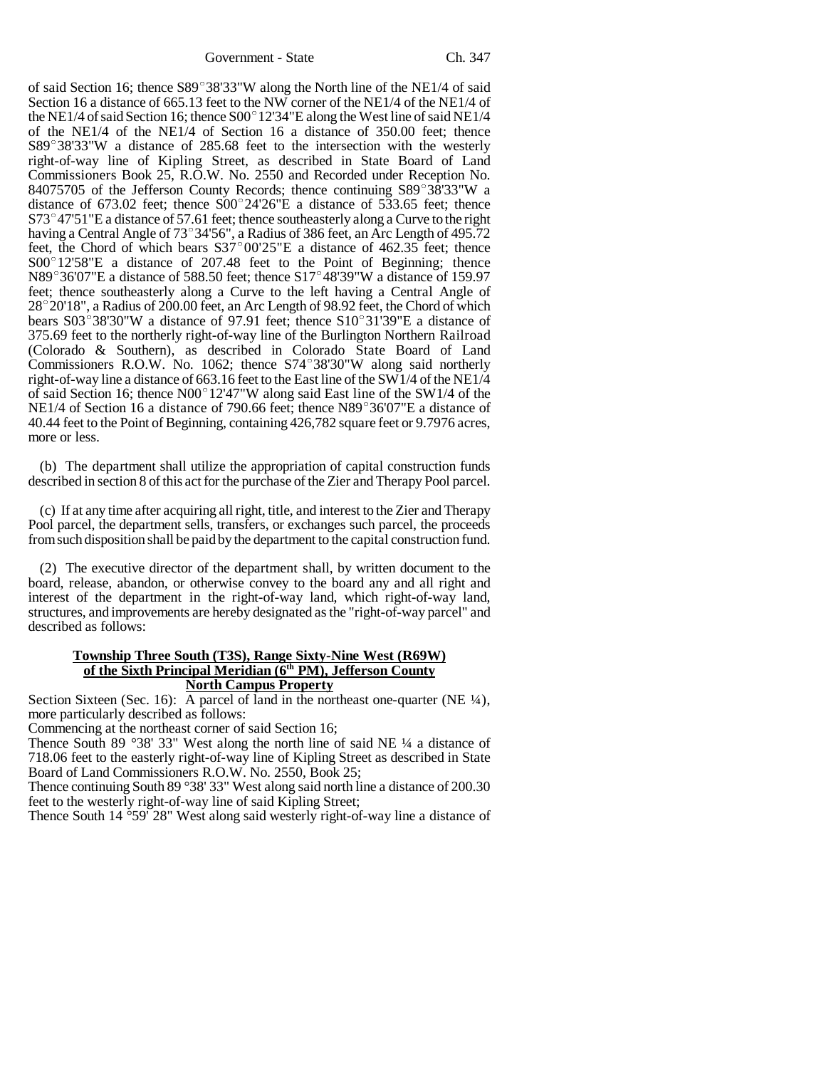of said Section 16; thence S89°38'33"W along the North line of the NE1/4 of said Section 16 a distance of 665.13 feet to the NW corner of the NE1/4 of the NE1/4 of the NE1/4 of said Section 16; thence S00°12'34"E along the West line of said NE1/4 of the NE1/4 of the NE1/4 of Section 16 a distance of 350.00 feet; thence S89°38'33"W a distance of 285.68 feet to the intersection with the westerly right-of-way line of Kipling Street, as described in State Board of Land Commissioners Book 25, R.O.W. No. 2550 and Recorded under Reception No. 84075705 of the Jefferson County Records; thence continuing S89°38'33"W a distance of 673.02 feet; thence S00°24'26"E a distance of 533.65 feet; thence S73°47'51"E a distance of 57.61 feet; thence southeasterly along a Curve to the right having a Central Angle of 73°34'56", a Radius of 386 feet, an Arc Length of 495.72 feet, the Chord of which bears S37°00'25"E a distance of 462.35 feet; thence S00°12'58"E a distance of 207.48 feet to the Point of Beginning; thence N89°36'07"E a distance of 588.50 feet; thence S17°48'39"W a distance of 159.97 feet; thence southeasterly along a Curve to the left having a Central Angle of 28°20'18", a Radius of 200.00 feet, an Arc Length of 98.92 feet, the Chord of which bears S03°38'30"W a distance of 97.91 feet; thence S10°31'39"E a distance of 375.69 feet to the northerly right-of-way line of the Burlington Northern Railroad (Colorado & Southern), as described in Colorado State Board of Land Commissioners R.O.W. No. 1062; thence S74°38'30"W along said northerly right-of-way line a distance of 663.16 feet to the East line of the SW1/4 of the NE1/4 of said Section 16; thence N00°12'47"W along said East line of the SW1/4 of the NE1/4 of Section 16 a distance of 790.66 feet; thence N89°36'07"E a distance of 40.44 feet to the Point of Beginning, containing 426,782 square feet or 9.7976 acres, more or less.

(b) The department shall utilize the appropriation of capital construction funds described in section 8 of this act for the purchase of the Zier and Therapy Pool parcel.

(c) If at any time after acquiring all right, title, and interest to the Zier and Therapy Pool parcel, the department sells, transfers, or exchanges such parcel, the proceeds from such disposition shall be paid by the department to the capital construction fund.

(2) The executive director of the department shall, by written document to the board, release, abandon, or otherwise convey to the board any and all right and interest of the department in the right-of-way land, which right-of-way land, structures, and improvements are hereby designated as the "right-of-way parcel" and described as follows:

**Township Three South (T3S), Range Sixty-Nine West (R69W) of the Sixth Principal Meridian (6th PM), Jefferson County**
**North Campus Property**

Section Sixteen (Sec. 16): A parcel of land in the northeast one-quarter (NE ¼), more particularly described as follows:

Commencing at the northeast corner of said Section 16;

Thence South 89 °38' 33" West along the north line of said NE ¼ a distance of 718.06 feet to the easterly right-of-way line of Kipling Street as described in State Board of Land Commissioners R.O.W. No. 2550, Book 25;

Thence continuing South 89 °38' 33" West along said north line a distance of 200.30 feet to the westerly right-of-way line of said Kipling Street;

Thence South 14 °59' 28" West along said westerly right-of-way line a distance of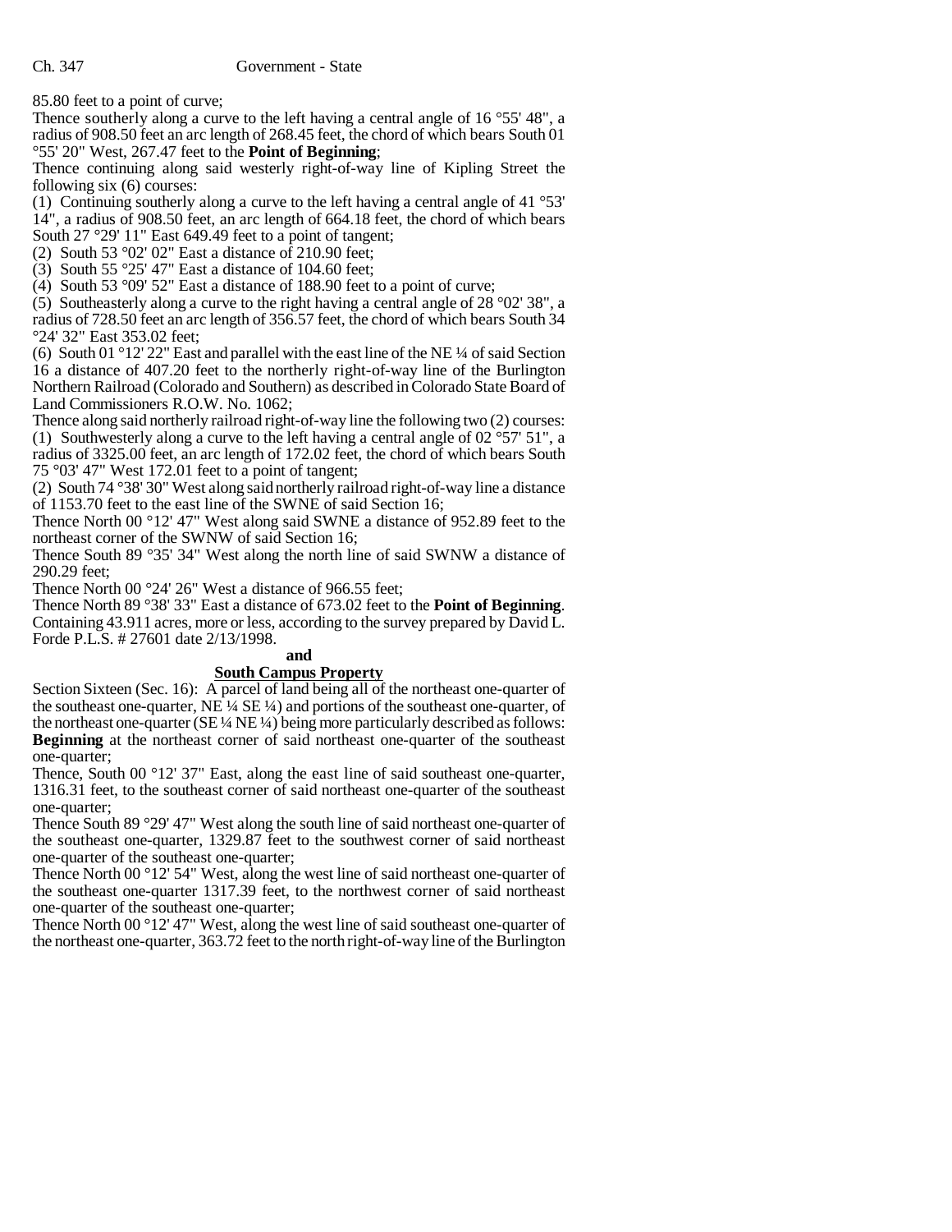85.80 feet to a point of curve;

Thence southerly along a curve to the left having a central angle of 16 °55' 48", a radius of 908.50 feet an arc length of 268.45 feet, the chord of which bears South 01 °55' 20" West, 267.47 feet to the **Point of Beginning**;

Thence continuing along said westerly right-of-way line of Kipling Street the following six (6) courses:

(1) Continuing southerly along a curve to the left having a central angle of 41 °53' 14", a radius of 908.50 feet, an arc length of 664.18 feet, the chord of which bears South 27 °29' 11" East 649.49 feet to a point of tangent;

(2) South 53 °02' 02" East a distance of 210.90 feet;

(3) South 55 °25' 47" East a distance of 104.60 feet;

(4) South 53 °09' 52" East a distance of 188.90 feet to a point of curve;

(5) Southeasterly along a curve to the right having a central angle of 28 °02' 38", a radius of 728.50 feet an arc length of 356.57 feet, the chord of which bears South 34 °24' 32" East 353.02 feet;

(6) South 01 °12' 22" East and parallel with the east line of the NE ¼ of said Section 16 a distance of 407.20 feet to the northerly right-of-way line of the Burlington Northern Railroad (Colorado and Southern) as described in Colorado State Board of Land Commissioners R.O.W. No. 1062;

Thence along said northerly railroad right-of-way line the following two (2) courses:

(1) Southwesterly along a curve to the left having a central angle of 02 °57' 51", a radius of 3325.00 feet, an arc length of 172.02 feet, the chord of which bears South 75 °03' 47" West 172.01 feet to a point of tangent;

(2) South 74 °38' 30" West along said northerly railroad right-of-way line a distance of 1153.70 feet to the east line of the SWNE of said Section 16;

Thence North 00 °12' 47" West along said SWNE a distance of 952.89 feet to the northeast corner of the SWNW of said Section 16;

Thence South 89 °35' 34" West along the north line of said SWNW a distance of 290.29 feet;

Thence North 00 °24' 26" West a distance of 966.55 feet;

Thence North 89 °38' 33" East a distance of 673.02 feet to the **Point of Beginning**. Containing 43.911 acres, more or less, according to the survey prepared by David L. Forde P.L.S. # 27601 date 2/13/1998.

**and**

**South Campus Property**

Section Sixteen (Sec. 16): A parcel of land being all of the northeast one-quarter of the southeast one-quarter, NE ¼ SE ¼) and portions of the southeast one-quarter, of the northeast one-quarter (SE ¼ NE ¼) being more particularly described as follows: **Beginning** at the northeast corner of said northeast one-quarter of the southeast one-quarter;

Thence, South 00 °12' 37" East, along the east line of said southeast one-quarter, 1316.31 feet, to the southeast corner of said northeast one-quarter of the southeast one-quarter;

Thence South 89 °29' 47" West along the south line of said northeast one-quarter of the southeast one-quarter, 1329.87 feet to the southwest corner of said northeast one-quarter of the southeast one-quarter;

Thence North 00 °12' 54" West, along the west line of said northeast one-quarter of the southeast one-quarter 1317.39 feet, to the northwest corner of said northeast one-quarter of the southeast one-quarter;

Thence North 00 °12' 47" West, along the west line of said southeast one-quarter of the northeast one-quarter, 363.72 feet to the north right-of-way line of the Burlington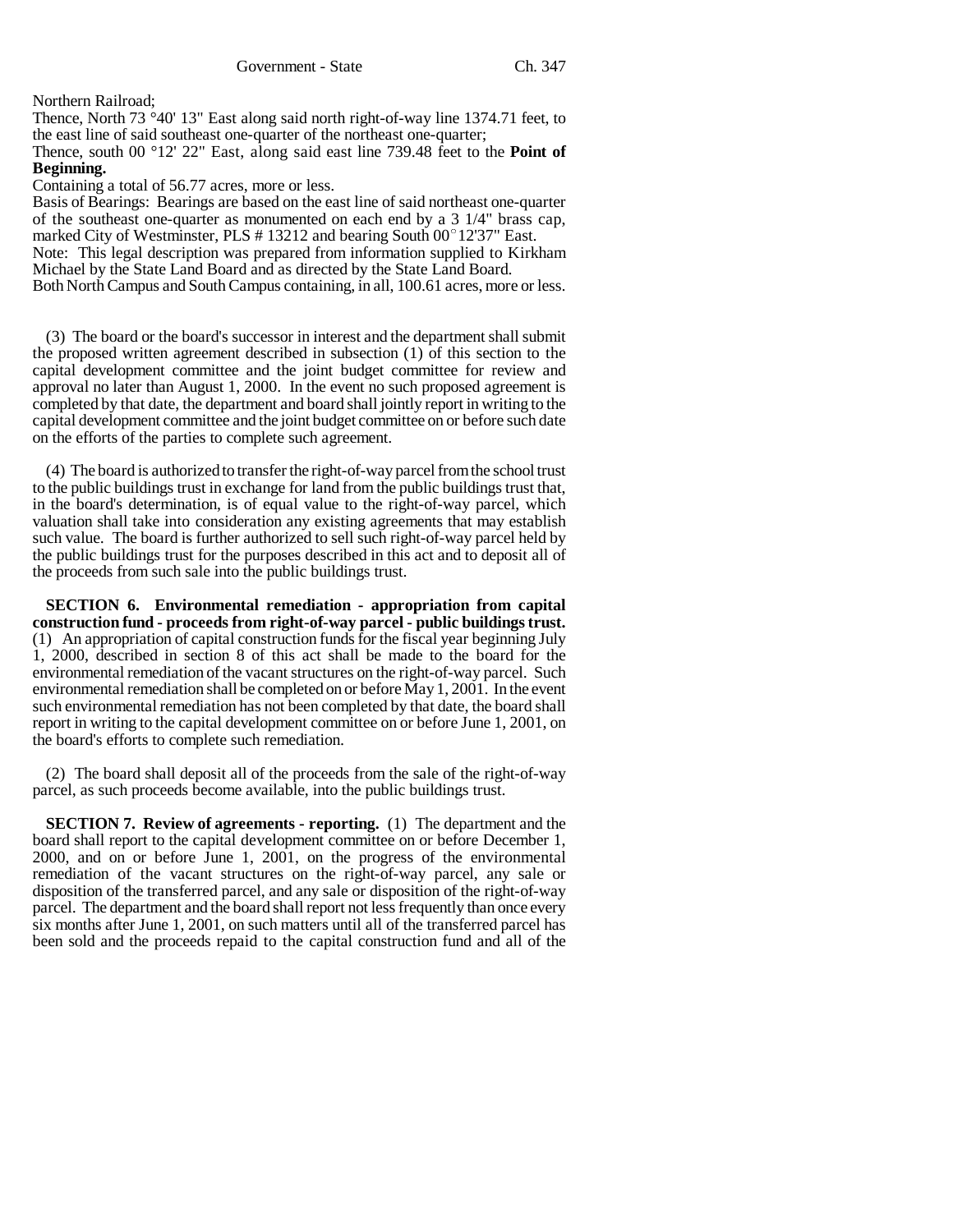Northern Railroad;

Thence, North 73 °40' 13" East along said north right-of-way line 1374.71 feet, to the east line of said southeast one-quarter of the northeast one-quarter;

Thence, south 00 °12' 22" East, along said east line 739.48 feet to the **Point of Beginning.**

Containing a total of 56.77 acres, more or less.

Basis of Bearings: Bearings are based on the east line of said northeast one-quarter of the southeast one-quarter as monumented on each end by a 3 1/4" brass cap, marked City of Westminster, PLS # 13212 and bearing South 00°12'37" East.

Note: This legal description was prepared from information supplied to Kirkham Michael by the State Land Board and as directed by the State Land Board.

Both North Campus and South Campus containing, in all, 100.61 acres, more or less.

(3) The board or the board's successor in interest and the department shall submit the proposed written agreement described in subsection (1) of this section to the capital development committee and the joint budget committee for review and approval no later than August 1, 2000. In the event no such proposed agreement is completed by that date, the department and board shall jointly report in writing to the capital development committee and the joint budget committee on or before such date on the efforts of the parties to complete such agreement.

(4) The board is authorized to transfer the right-of-way parcel from the school trust to the public buildings trust in exchange for land from the public buildings trust that, in the board's determination, is of equal value to the right-of-way parcel, which valuation shall take into consideration any existing agreements that may establish such value. The board is further authorized to sell such right-of-way parcel held by the public buildings trust for the purposes described in this act and to deposit all of the proceeds from such sale into the public buildings trust.

**SECTION 6. Environmental remediation - appropriation from capital construction fund - proceeds from right-of-way parcel - public buildings trust.** (1) An appropriation of capital construction funds for the fiscal year beginning July 1, 2000, described in section 8 of this act shall be made to the board for the environmental remediation of the vacant structures on the right-of-way parcel. Such environmental remediation shall be completed on or before May 1, 2001. In the event such environmental remediation has not been completed by that date, the board shall report in writing to the capital development committee on or before June 1, 2001, on the board's efforts to complete such remediation.

(2) The board shall deposit all of the proceeds from the sale of the right-of-way parcel, as such proceeds become available, into the public buildings trust.

**SECTION 7. Review of agreements - reporting.** (1) The department and the board shall report to the capital development committee on or before December 1, 2000, and on or before June 1, 2001, on the progress of the environmental remediation of the vacant structures on the right-of-way parcel, any sale or disposition of the transferred parcel, and any sale or disposition of the right-of-way parcel. The department and the board shall report not less frequently than once every six months after June 1, 2001, on such matters until all of the transferred parcel has been sold and the proceeds repaid to the capital construction fund and all of the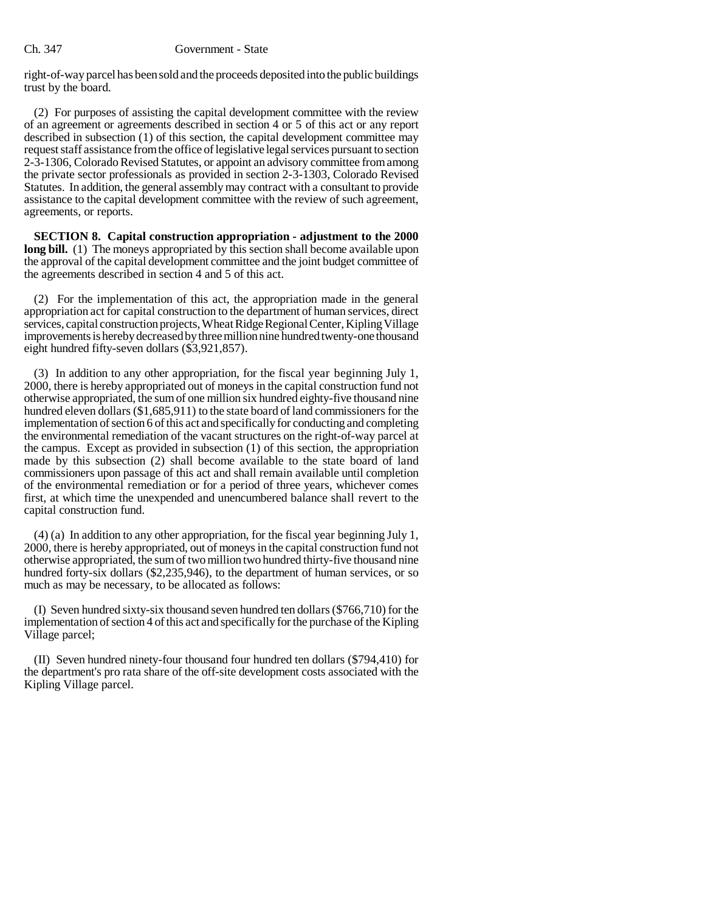right-of-way parcel has been sold and the proceeds deposited into the public buildings trust by the board.

(2) For purposes of assisting the capital development committee with the review of an agreement or agreements described in section 4 or 5 of this act or any report described in subsection (1) of this section, the capital development committee may request staff assistance from the office of legislative legal services pursuant to section 2-3-1306, Colorado Revised Statutes, or appoint an advisory committee from among the private sector professionals as provided in section 2-3-1303, Colorado Revised Statutes. In addition, the general assembly may contract with a consultant to provide assistance to the capital development committee with the review of such agreement, agreements, or reports.

**SECTION 8. Capital construction appropriation - adjustment to the 2000 long bill.** (1) The moneys appropriated by this section shall become available upon the approval of the capital development committee and the joint budget committee of the agreements described in section 4 and 5 of this act.

(2) For the implementation of this act, the appropriation made in the general appropriation act for capital construction to the department of human services, direct services, capital construction projects, Wheat Ridge Regional Center, Kipling Village improvements is hereby decreased by three million nine hundred twenty-one thousand eight hundred fifty-seven dollars ($3,921,857).

(3) In addition to any other appropriation, for the fiscal year beginning July 1, 2000, there is hereby appropriated out of moneys in the capital construction fund not otherwise appropriated, the sum of one million six hundred eighty-five thousand nine hundred eleven dollars ($1,685,911) to the state board of land commissioners for the implementation of section 6 of this act and specifically for conducting and completing the environmental remediation of the vacant structures on the right-of-way parcel at the campus. Except as provided in subsection (1) of this section, the appropriation made by this subsection (2) shall become available to the state board of land commissioners upon passage of this act and shall remain available until completion of the environmental remediation or for a period of three years, whichever comes first, at which time the unexpended and unencumbered balance shall revert to the capital construction fund.

(4) (a) In addition to any other appropriation, for the fiscal year beginning July 1, 2000, there is hereby appropriated, out of moneys in the capital construction fund not otherwise appropriated, the sum of two million two hundred thirty-five thousand nine hundred forty-six dollars ($2,235,946), to the department of human services, or so much as may be necessary, to be allocated as follows:

(I) Seven hundred sixty-six thousand seven hundred ten dollars ($766,710) for the implementation of section 4 of this act and specifically for the purchase of the Kipling Village parcel;

(II) Seven hundred ninety-four thousand four hundred ten dollars ($794,410) for the department's pro rata share of the off-site development costs associated with the Kipling Village parcel.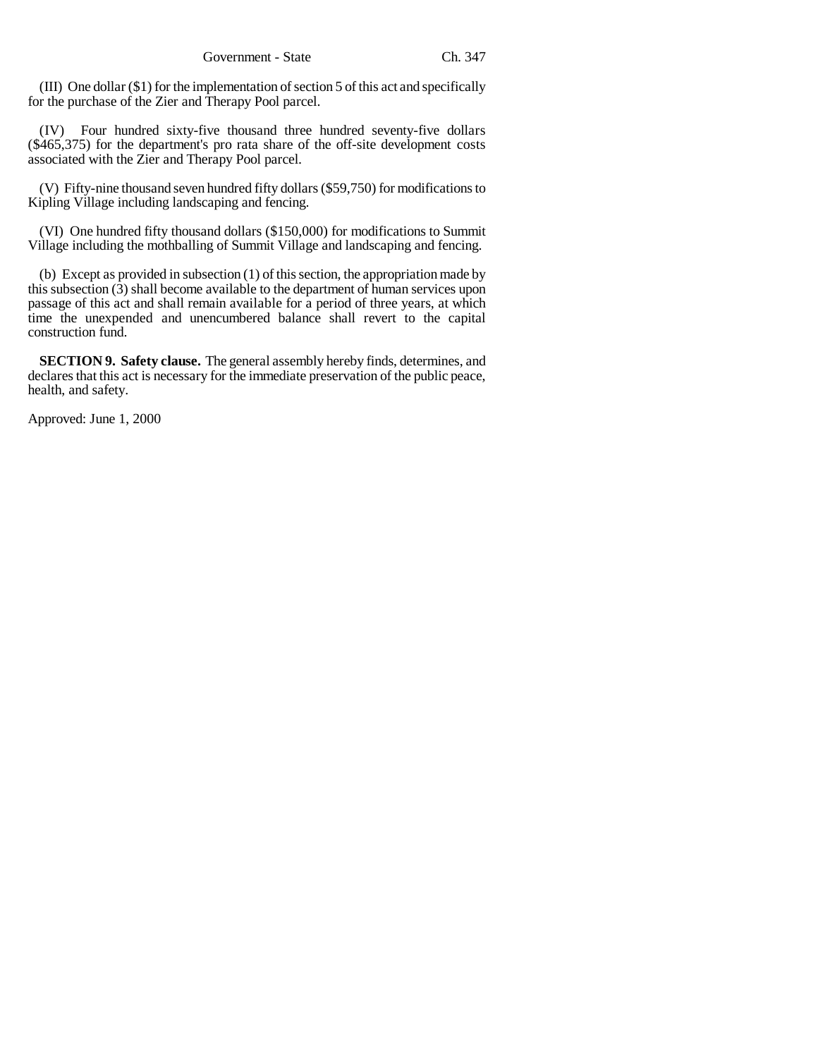(III) One dollar ($1) for the implementation of section 5 of this act and specifically for the purchase of the Zier and Therapy Pool parcel.

(IV) Four hundred sixty-five thousand three hundred seventy-five dollars ($465,375) for the department's pro rata share of the off-site development costs associated with the Zier and Therapy Pool parcel.

(V) Fifty-nine thousand seven hundred fifty dollars ($59,750) for modifications to Kipling Village including landscaping and fencing.

(VI) One hundred fifty thousand dollars ($150,000) for modifications to Summit Village including the mothballing of Summit Village and landscaping and fencing.

(b) Except as provided in subsection (1) of this section, the appropriation made by this subsection (3) shall become available to the department of human services upon passage of this act and shall remain available for a period of three years, at which time the unexpended and unencumbered balance shall revert to the capital construction fund.

**SECTION 9. Safety clause.** The general assembly hereby finds, determines, and declares that this act is necessary for the immediate preservation of the public peace, health, and safety.

Approved: June 1, 2000